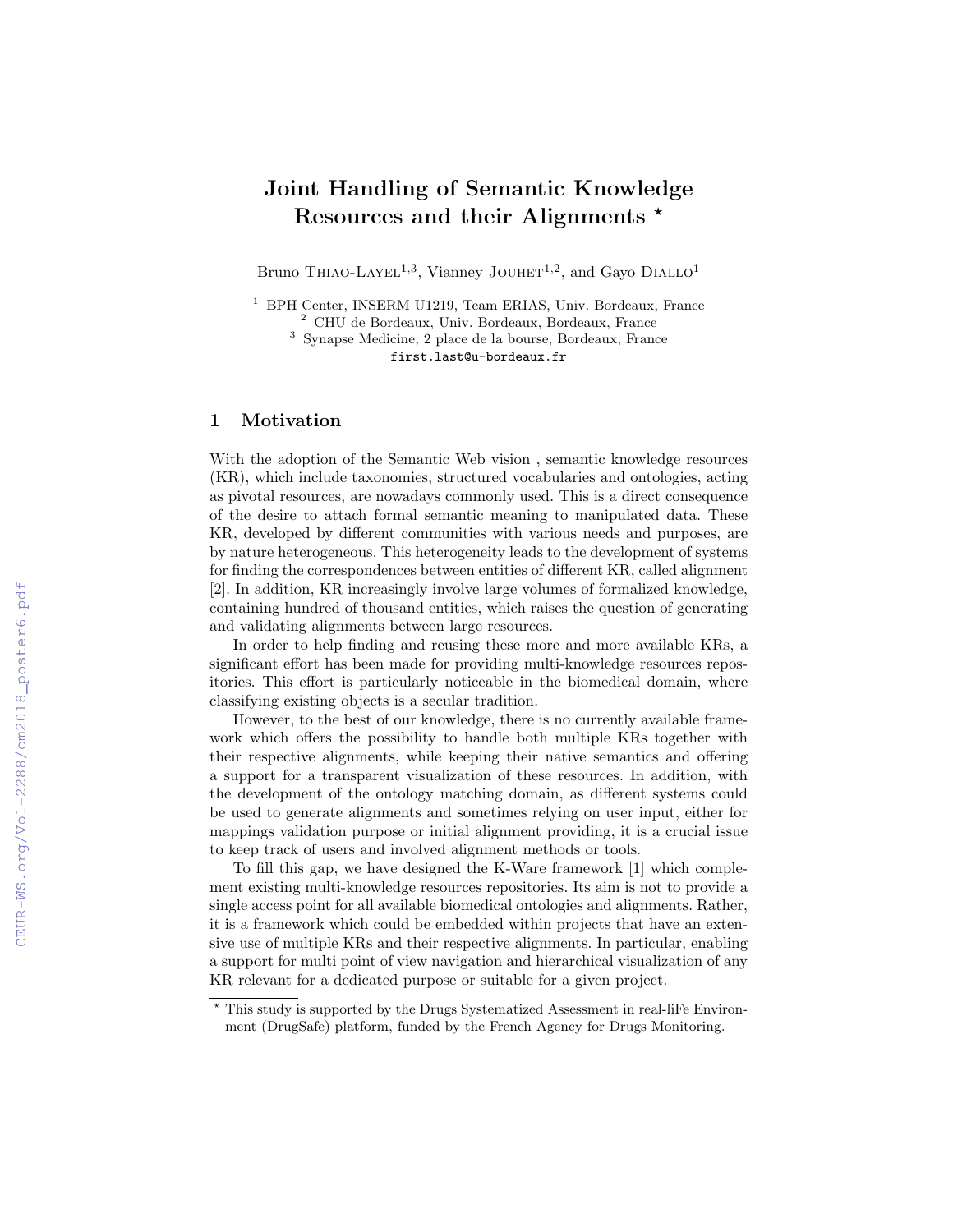# Joint Handling of Semantic Knowledge Resources and their Alignments *

Bruno Thiao-Layel[1,3], Vianney Jouhet[1,2], and Gayo Diallo[1]

[1] BPH Center, INSERM U1219, Team ERIAS, Univ. Bordeaux, France
[2] CHU de Bordeaux, Univ. Bordeaux, Bordeaux, France
[3] Synapse Medicine, 2 place de la bourse, Bordeaux, France
first.last@u-bordeaux.fr

## 1 Motivation

With the adoption of the Semantic Web vision , semantic knowledge resources (KR), which include taxonomies, structured vocabularies and ontologies, acting as pivotal resources, are nowadays commonly used. This is a direct consequence of the desire to attach formal semantic meaning to manipulated data. These KR, developed by different communities with various needs and purposes, are by nature heterogeneous. This heterogeneity leads to the development of systems for finding the correspondences between entities of different KR, called alignment [2]. In addition, KR increasingly involve large volumes of formalized knowledge, containing hundred of thousand entities, which raises the question of generating and validating alignments between large resources.

In order to help finding and reusing these more and more available KRs, a significant effort has been made for providing multi-knowledge resources repositories. This effort is particularly noticeable in the biomedical domain, where classifying existing objects is a secular tradition.

However, to the best of our knowledge, there is no currently available framework which offers the possibility to handle both multiple KRs together with their respective alignments, while keeping their native semantics and offering a support for a transparent visualization of these resources. In addition, with the development of the ontology matching domain, as different systems could be used to generate alignments and sometimes relying on user input, either for mappings validation purpose or initial alignment providing, it is a crucial issue to keep track of users and involved alignment methods or tools.

To fill this gap, we have designed the K-Ware framework [1] which complement existing multi-knowledge resources repositories. Its aim is not to provide a single access point for all available biomedical ontologies and alignments. Rather, it is a framework which could be embedded within projects that have an extensive use of multiple KRs and their respective alignments. In particular, enabling a support for multi point of view navigation and hierarchical visualization of any KR relevant for a dedicated purpose or suitable for a given project.

* This study is supported by the Drugs Systematized Assessment in real-liFe Environment (DrugSafe) platform, funded by the French Agency for Drugs Monitoring.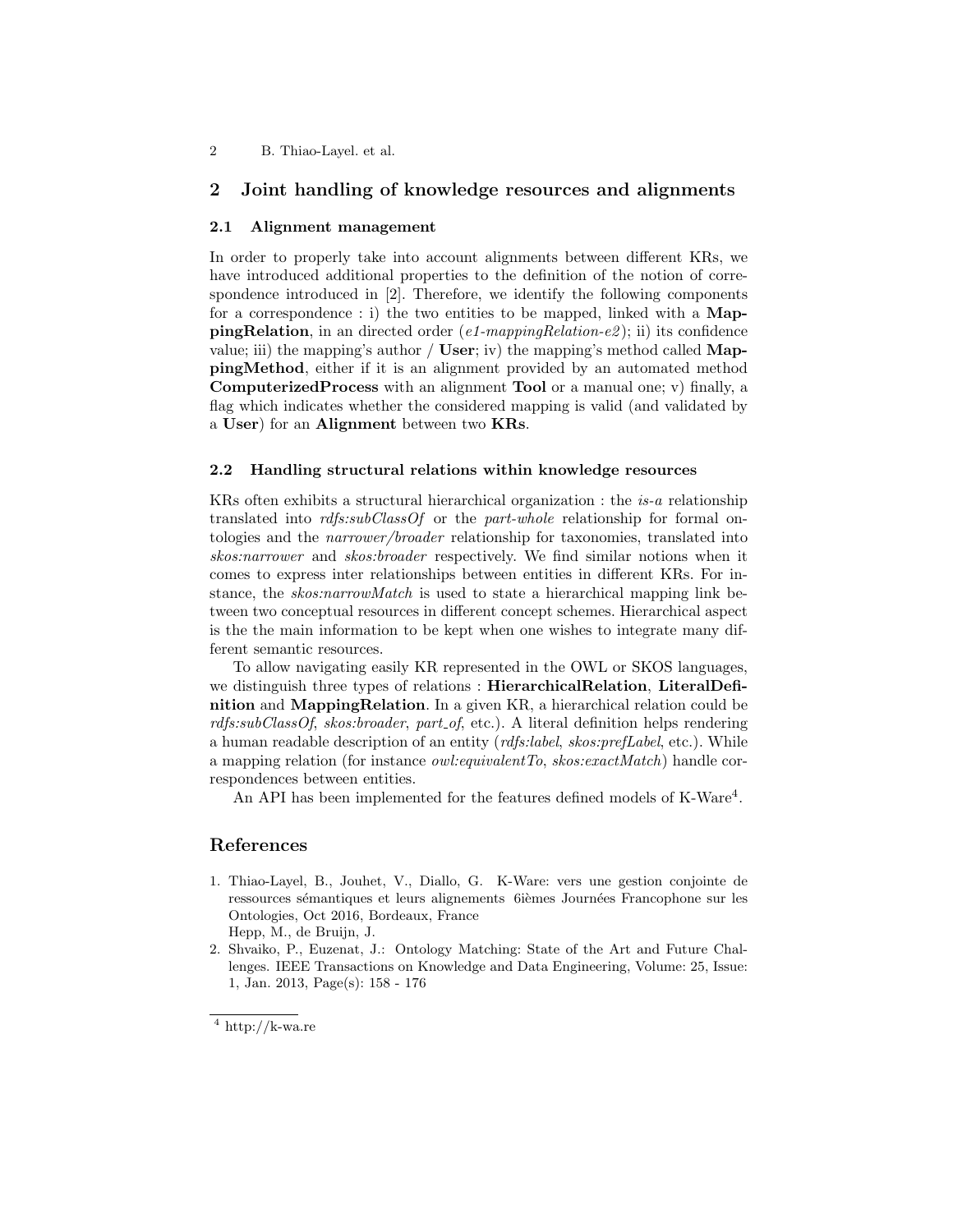## 2 Joint handling of knowledge resources and alignments

### 2.1 Alignment management

In order to properly take into account alignments between different KRs, we have introduced additional properties to the definition of the notion of correspondence introduced in [2]. Therefore, we identify the following components for a correspondence : i) the two entities to be mapped, linked with a **MappingRelation**, in an directed order (*e1-mappingRelation-e2*); ii) its confidence value; iii) the mapping's author / **User**; iv) the mapping's method called **MappingMethod**, either if it is an alignment provided by an automated method **ComputerizedProcess** with an alignment **Tool** or a manual one; v) finally, a flag which indicates whether the considered mapping is valid (and validated by a **User**) for an **Alignment** between two **KRs**.

### 2.2 Handling structural relations within knowledge resources

KRs often exhibits a structural hierarchical organization : the *is-a* relationship translated into *rdfs:subClassOf* or the *part-whole* relationship for formal ontologies and the *narrower/broader* relationship for taxonomies, translated into *skos:narrower* and *skos:broader* respectively. We find similar notions when it comes to express inter relationships between entities in different KRs. For instance, the *skos:narrowMatch* is used to state a hierarchical mapping link between two conceptual resources in different concept schemes. Hierarchical aspect is the the main information to be kept when one wishes to integrate many different semantic resources.

To allow navigating easily KR represented in the OWL or SKOS languages, we distinguish three types of relations : **HierarchicalRelation**, **LiteralDefinition** and **MappingRelation**. In a given KR, a hierarchical relation could be *rdfs:subClassOf*, *skos:broader*, *part_of*, etc.). A literal definition helps rendering a human readable description of an entity (*rdfs:label*, *skos:prefLabel*, etc.). While a mapping relation (for instance *owl:equivalentTo*, *skos:exactMatch*) handle correspondences between entities.

An API has been implemented for the features defined models of K-Ware[4].

## References

1. Thiao-Layel, B., Jouhet, V., Diallo, G. K-Ware: vers une gestion conjointe de ressources sémantiques et leurs alignements 6ièmes Journées Francophone sur les Ontologies, Oct 2016, Bordeaux, France
Hepp, M., de Bruijn, J.
2. Shvaiko, P., Euzenat, J.: Ontology Matching: State of the Art and Future Challenges. IEEE Transactions on Knowledge and Data Engineering, Volume: 25, Issue: 1, Jan. 2013, Page(s): 158 - 176

---

[4] http://k-wa.re